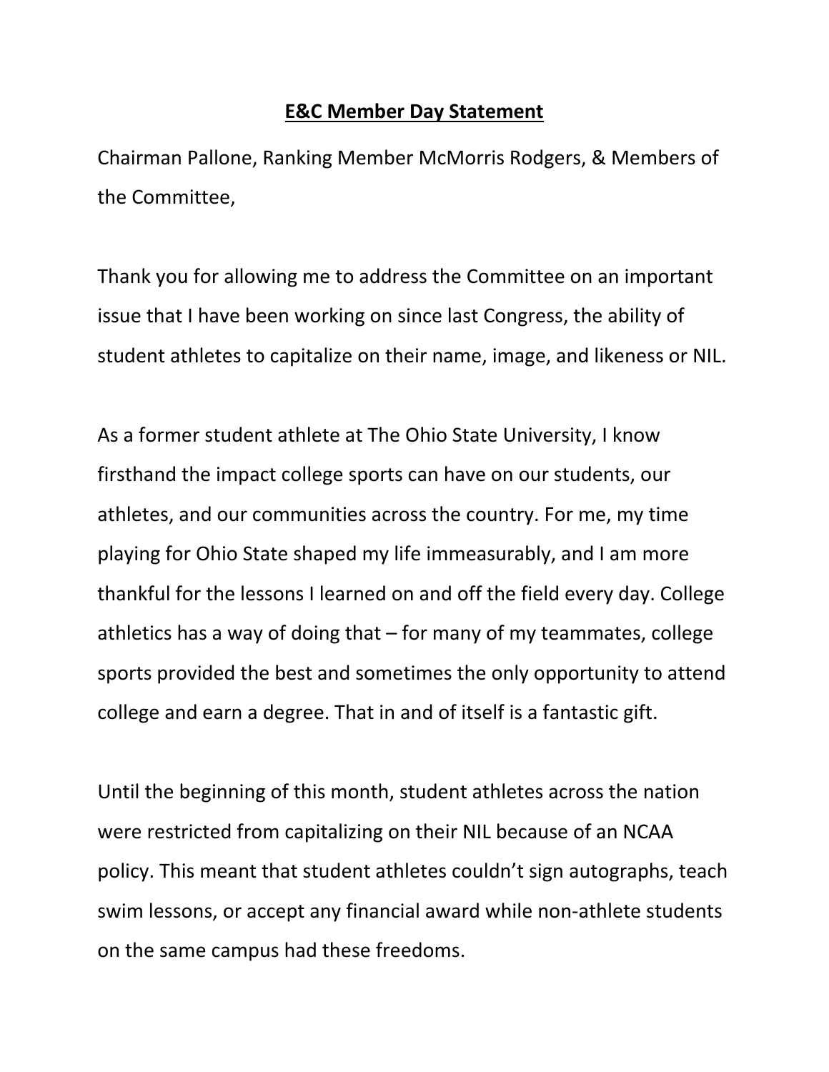**E&C Member Day Statement**

Chairman Pallone, Ranking Member McMorris Rodgers, & Members of the Committee,

Thank you for allowing me to address the Committee on an important issue that I have been working on since last Congress, the ability of student athletes to capitalize on their name, image, and likeness or NIL.

As a former student athlete at The Ohio State University, I know firsthand the impact college sports can have on our students, our athletes, and our communities across the country. For me, my time playing for Ohio State shaped my life immeasurably, and I am more thankful for the lessons I learned on and off the field every day. College athletics has a way of doing that – for many of my teammates, college sports provided the best and sometimes the only opportunity to attend college and earn a degree. That in and of itself is a fantastic gift.

Until the beginning of this month, student athletes across the nation were restricted from capitalizing on their NIL because of an NCAA policy. This meant that student athletes couldn't sign autographs, teach swim lessons, or accept any financial award while non-athlete students on the same campus had these freedoms.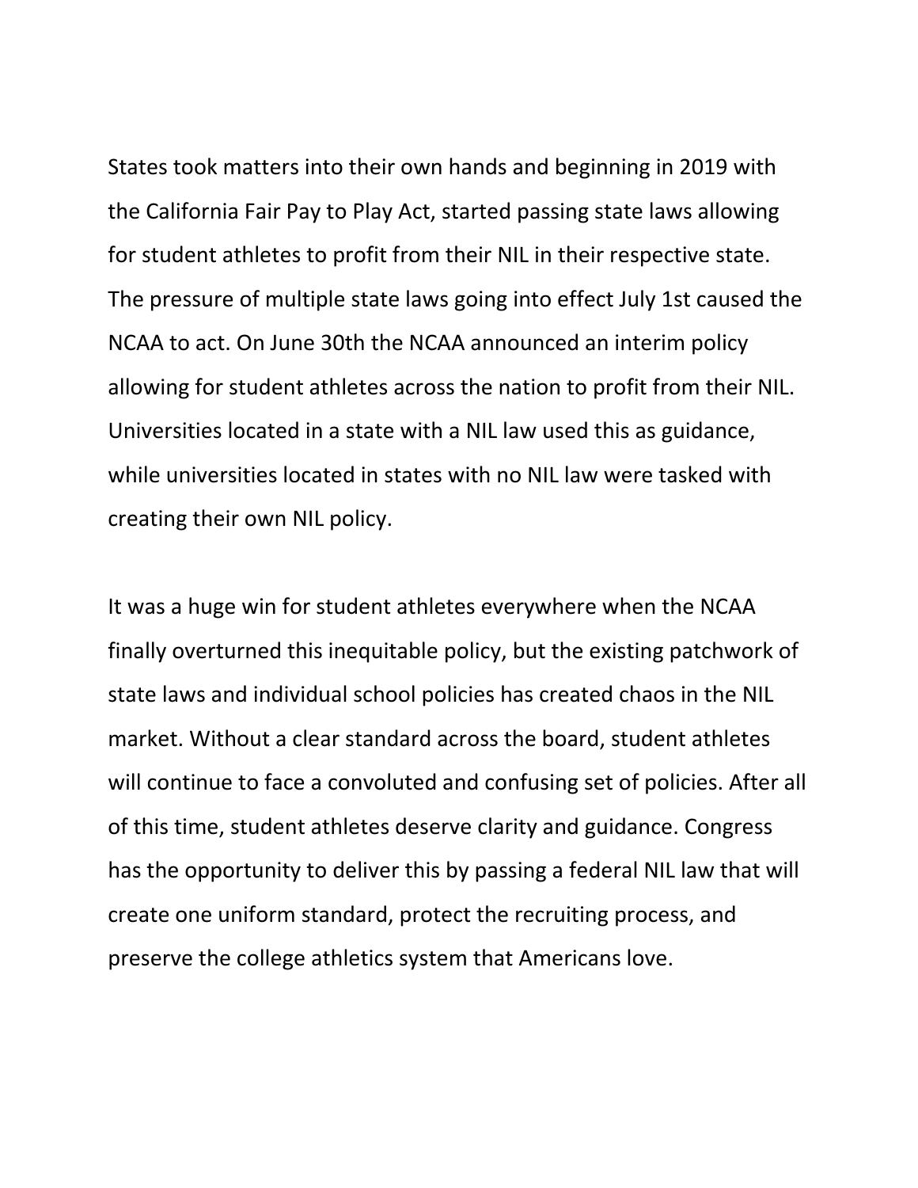States took matters into their own hands and beginning in 2019 with the California Fair Pay to Play Act, started passing state laws allowing for student athletes to profit from their NIL in their respective state. The pressure of multiple state laws going into effect July 1st caused the NCAA to act. On June 30th the NCAA announced an interim policy allowing for student athletes across the nation to profit from their NIL. Universities located in a state with a NIL law used this as guidance, while universities located in states with no NIL law were tasked with creating their own NIL policy.

It was a huge win for student athletes everywhere when the NCAA finally overturned this inequitable policy, but the existing patchwork of state laws and individual school policies has created chaos in the NIL market. Without a clear standard across the board, student athletes will continue to face a convoluted and confusing set of policies. After all of this time, student athletes deserve clarity and guidance. Congress has the opportunity to deliver this by passing a federal NIL law that will create one uniform standard, protect the recruiting process, and preserve the college athletics system that Americans love.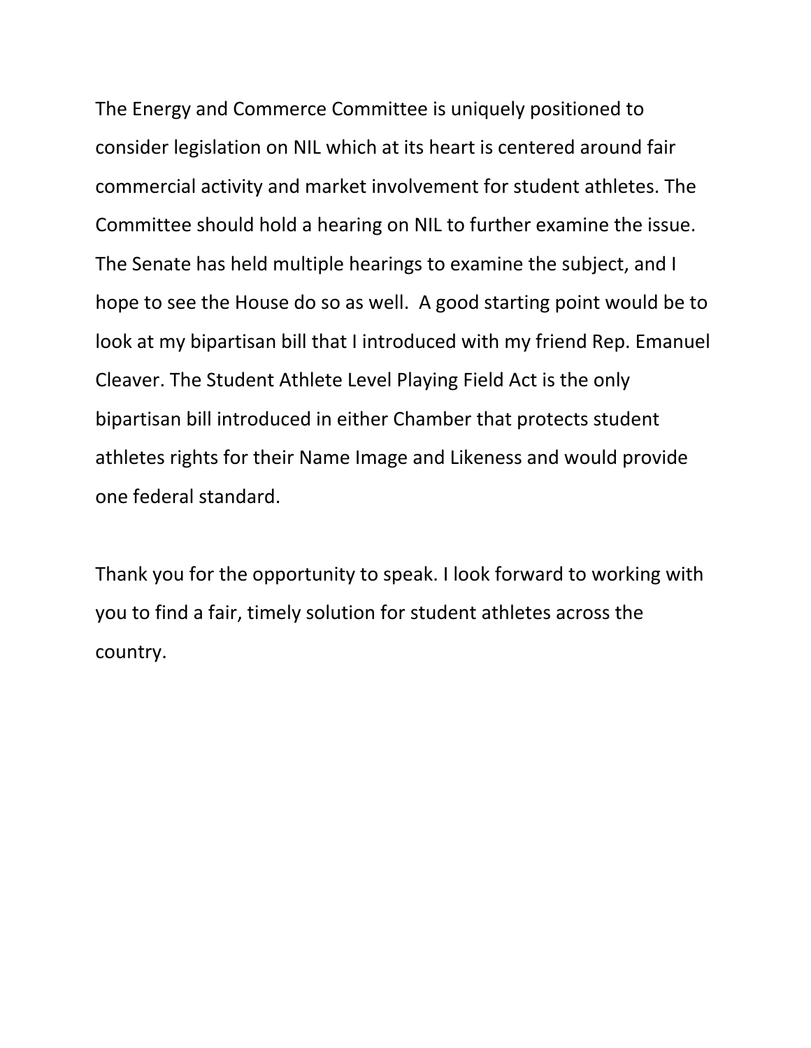The Energy and Commerce Committee is uniquely positioned to consider legislation on NIL which at its heart is centered around fair commercial activity and market involvement for student athletes. The Committee should hold a hearing on NIL to further examine the issue. The Senate has held multiple hearings to examine the subject, and I hope to see the House do so as well. A good starting point would be to look at my bipartisan bill that I introduced with my friend Rep. Emanuel Cleaver. The Student Athlete Level Playing Field Act is the only bipartisan bill introduced in either Chamber that protects student athletes rights for their Name Image and Likeness and would provide one federal standard.

Thank you for the opportunity to speak. I look forward to working with you to find a fair, timely solution for student athletes across the country.